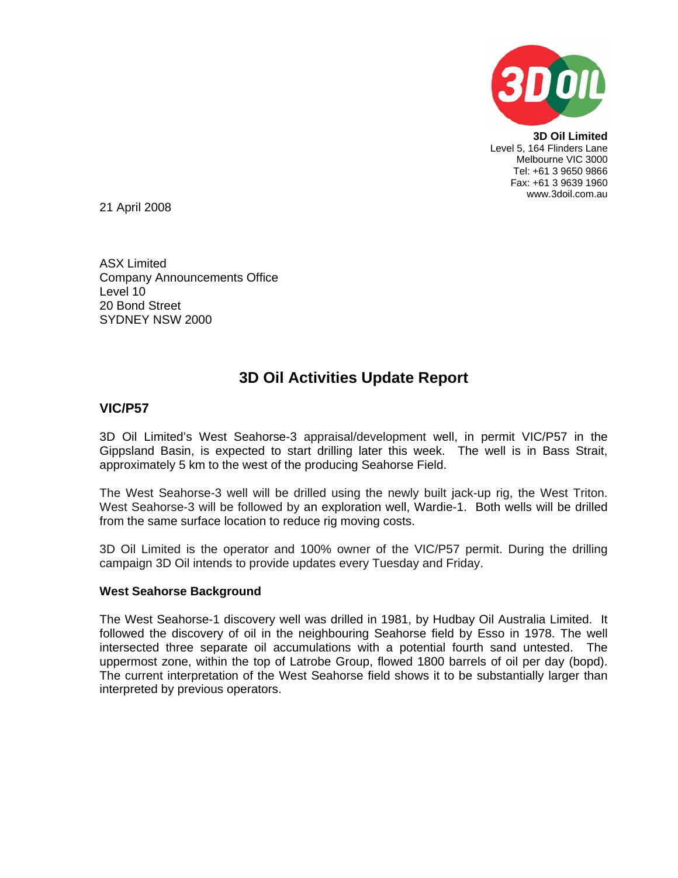**3D Oil Limited**
Level 5, 164 Flinders Lane
Melbourne VIC 3000
Tel: +61 3 9650 9866
Fax: +61 3 9639 1960
www.3doil.com.au

21 April 2008

ASX Limited
Company Announcements Office
Level 10
20 Bond Street
SYDNEY NSW 2000

# 3D Oil Activities Update Report

## VIC/P57

3D Oil Limited's West Seahorse-3 appraisal/development well, in permit VIC/P57 in the Gippsland Basin, is expected to start drilling later this week. The well is in Bass Strait, approximately 5 km to the west of the producing Seahorse Field.

The West Seahorse-3 well will be drilled using the newly built jack-up rig, the West Triton. West Seahorse-3 will be followed by an exploration well, Wardie-1. Both wells will be drilled from the same surface location to reduce rig moving costs.

3D Oil Limited is the operator and 100% owner of the VIC/P57 permit. During the drilling campaign 3D Oil intends to provide updates every Tuesday and Friday.

### West Seahorse Background

The West Seahorse-1 discovery well was drilled in 1981, by Hudbay Oil Australia Limited. It followed the discovery of oil in the neighbouring Seahorse field by Esso in 1978. The well intersected three separate oil accumulations with a potential fourth sand untested. The uppermost zone, within the top of Latrobe Group, flowed 1800 barrels of oil per day (bopd). The current interpretation of the West Seahorse field shows it to be substantially larger than interpreted by previous operators.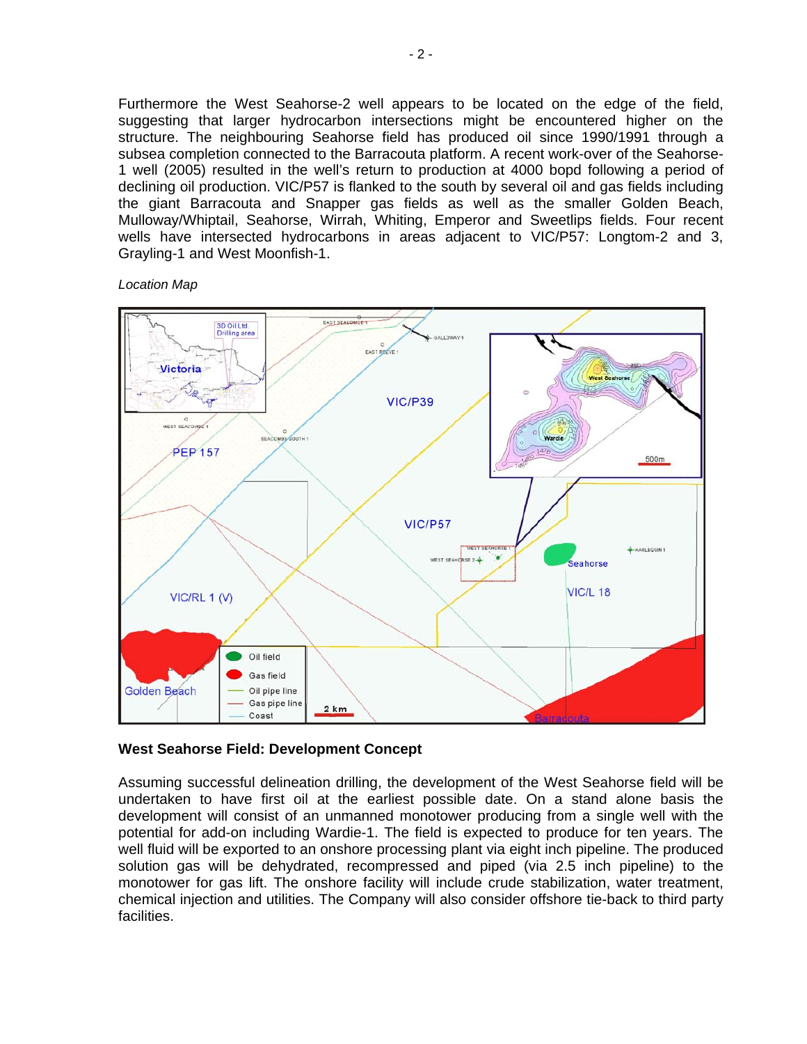Furthermore the West Seahorse-2 well appears to be located on the edge of the field, suggesting that larger hydrocarbon intersections might be encountered higher on the structure. The neighbouring Seahorse field has produced oil since 1990/1991 through a subsea completion connected to the Barracouta platform. A recent work-over of the Seahorse-1 well (2005) resulted in the well's return to production at 4000 bopd following a period of declining oil production. VIC/P57 is flanked to the south by several oil and gas fields including the giant Barracouta and Snapper gas fields as well as the smaller Golden Beach, Mulloway/Whiptail, Seahorse, Wirrah, Whiting, Emperor and Sweetlips fields. Four recent wells have intersected hydrocarbons in areas adjacent to VIC/P57: Longtom-2 and 3, Grayling-1 and West Moonfish-1.

*Location Map*

**West Seahorse Field: Development Concept**

Assuming successful delineation drilling, the development of the West Seahorse field will be undertaken to have first oil at the earliest possible date. On a stand alone basis the development will consist of an unmanned monotower producing from a single well with the potential for add-on including Wardie-1. The field is expected to produce for ten years. The well fluid will be exported to an onshore processing plant via eight inch pipeline. The produced solution gas will be dehydrated, recompressed and piped (via 2.5 inch pipeline) to the monotower for gas lift. The onshore facility will include crude stabilization, water treatment, chemical injection and utilities. The Company will also consider offshore tie-back to third party facilities.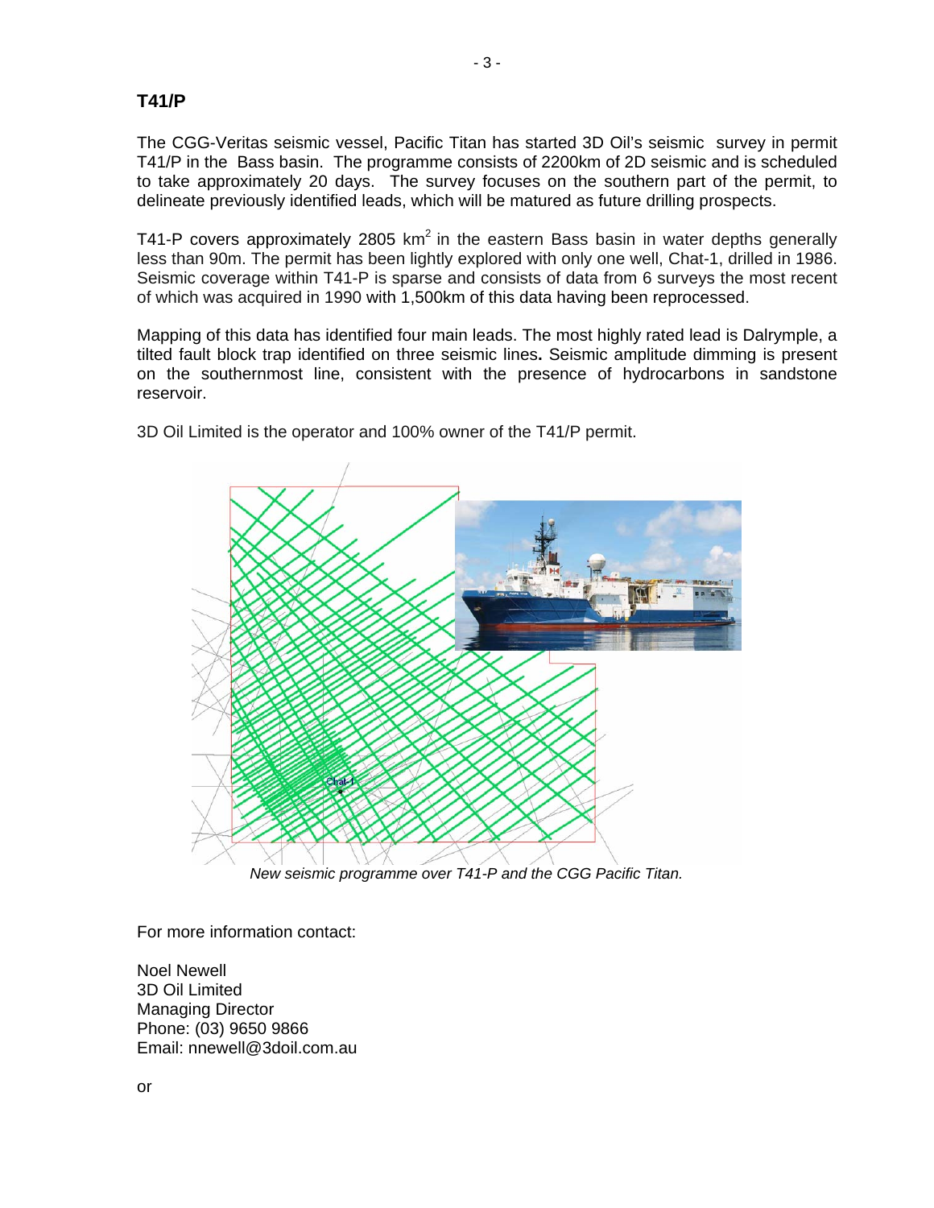## T41/P

The CGG-Veritas seismic vessel, Pacific Titan has started 3D Oil's seismic survey in permit T41/P in the Bass basin. The programme consists of 2200km of 2D seismic and is scheduled to take approximately 20 days. The survey focuses on the southern part of the permit, to delineate previously identified leads, which will be matured as future drilling prospects.

T41-P covers approximately 2805 $km^2$ in the eastern Bass basin in water depths generally less than 90m. The permit has been lightly explored with only one well, Chat-1, drilled in 1986. Seismic coverage within T41-P is sparse and consists of data from 6 surveys the most recent of which was acquired in 1990 with 1,500km of this data having been reprocessed.

Mapping of this data has identified four main leads. The most highly rated lead is Dalrymple, a tilted fault block trap identified on three seismic lines**.** Seismic amplitude dimming is present on the southernmost line, consistent with the presence of hydrocarbons in sandstone reservoir.

3D Oil Limited is the operator and 100% owner of the T41/P permit.

*New seismic programme over T41-P and the CGG Pacific Titan.*

For more information contact:

Noel Newell
3D Oil Limited
Managing Director
Phone: (03) 9650 9866
Email: nnewell@3doil.com.au

or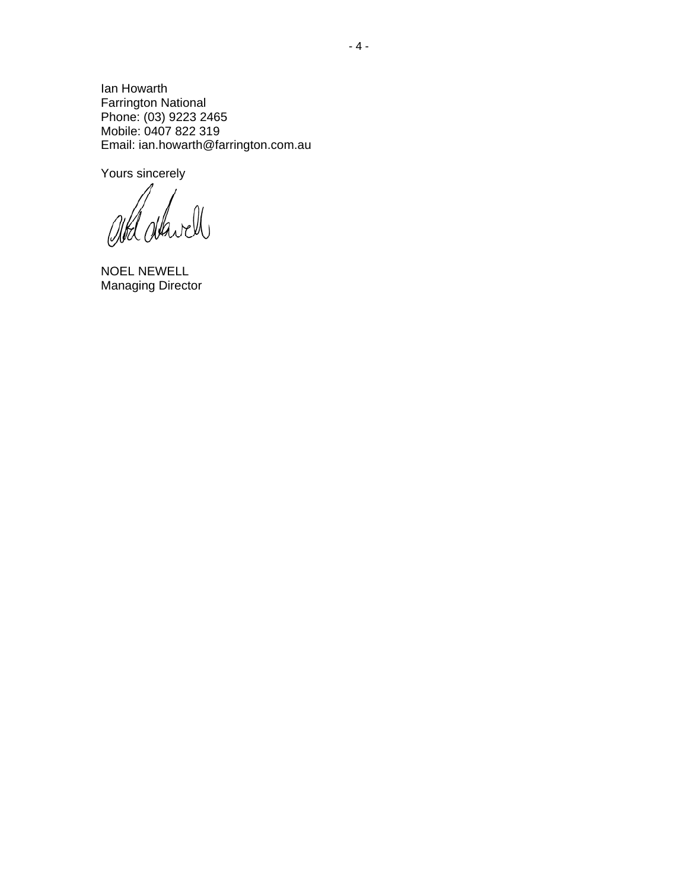Ian Howarth
Farrington National
Phone: (03) 9223 2465
Mobile: 0407 822 319
Email: ian.howarth@farrington.com.au

Yours sincerely

NOEL NEWELL
Managing Director